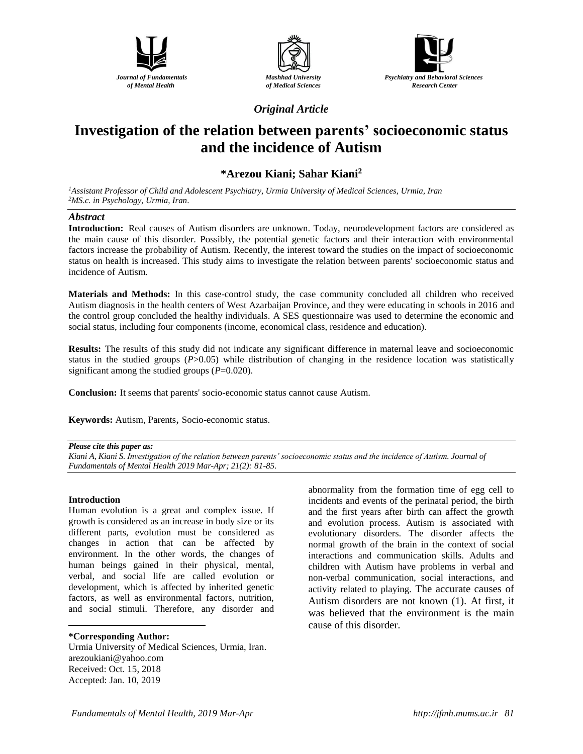Journal of Fundamentals of Mental Health

Mashhad University of Medical Sciences

Psychiatry and Behavioral Sciences Research Center

*Original Article*

# Investigation of the relation between parents' socioeconomic status and the incidence of Autism

**\*Arezou Kiani; Sahar Kiani[2]**

[1]*Assistant Professor of Child and Adolescent Psychiatry, Urmia University of Medical Sciences, Urmia, Iran*
[2]*MS.c. in Psychology, Urmia, Iran.*

### *Abstract*

**Introduction:** Real causes of Autism disorders are unknown. Today, neurodevelopment factors are considered as the main cause of this disorder. Possibly, the potential genetic factors and their interaction with environmental factors increase the probability of Autism. Recently, the interest toward the studies on the impact of socioeconomic status on health is increased. This study aims to investigate the relation between parents' socioeconomic status and incidence of Autism.

**Materials and Methods:** In this case-control study, the case community concluded all children who received Autism diagnosis in the health centers of West Azarbaijan Province, and they were educating in schools in 2016 and the control group concluded the healthy individuals. A SES questionnaire was used to determine the economic and social status, including four components (income, economical class, residence and education).

**Results:** The results of this study did not indicate any significant difference in maternal leave and socioeconomic status in the studied groups ($P>0.05$) while distribution of changing in the residence location was statistically significant among the studied groups ($P=0.020$).

**Conclusion:** It seems that parents' socio-economic status cannot cause Autism.

**Keywords:** Autism, Parents, Socio-economic status.

***Please cite this paper as:***
*Kiani A, Kiani S. Investigation of the relation between parents' socioeconomic status and the incidence of Autism. Journal of Fundamentals of Mental Health 2019 Mar-Apr; 21(2): 81-85.*

### Introduction

Human evolution is a great and complex issue. If growth is considered as an increase in body size or its different parts, evolution must be considered as changes in action that can be affected by environment. In the other words, the changes of human beings gained in their physical, mental, verbal, and social life are called evolution or development, which is affected by inherited genetic factors, as well as environmental factors, nutrition, and social stimuli. Therefore, any disorder and abnormality from the formation time of egg cell to incidents and events of the perinatal period, the birth and the first years after birth can affect the growth and evolution process. Autism is associated with evolutionary disorders. The disorder affects the normal growth of the brain in the context of social interactions and communication skills. Adults and children with Autism have problems in verbal and non-verbal communication, social interactions, and activity related to playing. The accurate causes of Autism disorders are not known (1). At first, it was believed that the environment is the main cause of this disorder.

**\*Corresponding Author:**
Urmia University of Medical Sciences, Urmia, Iran.
arezoukiani@yahoo.com
Received: Oct. 15, 2018
Accepted: Jan. 10, 2019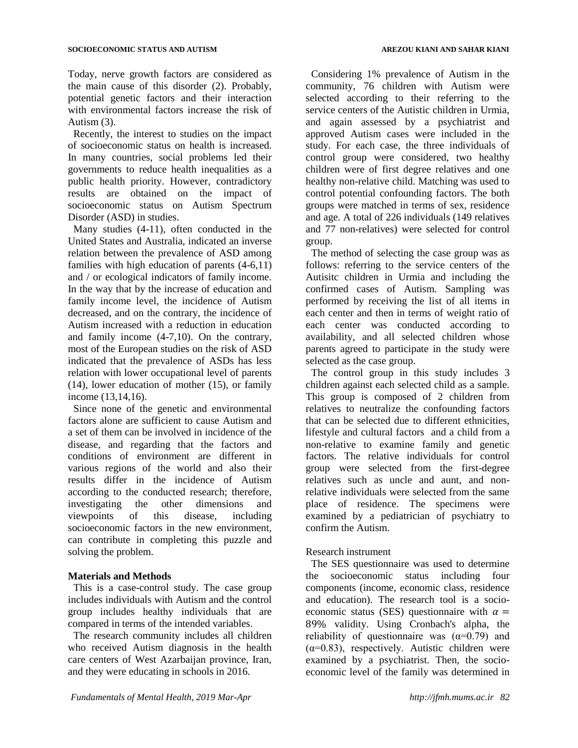Today, nerve growth factors are considered as the main cause of this disorder (2). Probably, potential genetic factors and their interaction with environmental factors increase the risk of Autism (3).

Recently, the interest to studies on the impact of socioeconomic status on health is increased. In many countries, social problems led their governments to reduce health inequalities as a public health priority. However, contradictory results are obtained on the impact of socioeconomic status on Autism Spectrum Disorder (ASD) in studies.

Many studies (4-11), often conducted in the United States and Australia, indicated an inverse relation between the prevalence of ASD among families with high education of parents (4-6,11) and / or ecological indicators of family income. In the way that by the increase of education and family income level, the incidence of Autism decreased, and on the contrary, the incidence of Autism increased with a reduction in education and family income (4-7,10). On the contrary, most of the European studies on the risk of ASD indicated that the prevalence of ASDs has less relation with lower occupational level of parents (14), lower education of mother (15), or family income (13,14,16).

Since none of the genetic and environmental factors alone are sufficient to cause Autism and a set of them can be involved in incidence of the disease, and regarding that the factors and conditions of environment are different in various regions of the world and also their results differ in the incidence of Autism according to the conducted research; therefore, investigating the other dimensions and viewpoints of this disease, including socioeconomic factors in the new environment, can contribute in completing this puzzle and solving the problem.

## Materials and Methods

This is a case-control study. The case group includes individuals with Autism and the control group includes healthy individuals that are compared in terms of the intended variables.

The research community includes all children who received Autism diagnosis in the health care centers of West Azarbaijan province, Iran, and they were educating in schools in 2016.

Considering 1% prevalence of Autism in the community, 76 children with Autism were selected according to their referring to the service centers of the Autistic children in Urmia, and again assessed by a psychiatrist and approved Autism cases were included in the study. For each case, the three individuals of control group were considered, two healthy children were of first degree relatives and one healthy non-relative child. Matching was used to control potential confounding factors. The both groups were matched in terms of sex, residence and age. A total of 226 individuals (149 relatives and 77 non-relatives) were selected for control group.

The method of selecting the case group was as follows: referring to the service centers of the Autisitc children in Urmia and including the confirmed cases of Autism. Sampling was performed by receiving the list of all items in each center and then in terms of weight ratio of each center was conducted according to availability, and all selected children whose parents agreed to participate in the study were selected as the case group.

The control group in this study includes 3 children against each selected child as a sample. This group is composed of 2 children from relatives to neutralize the confounding factors that can be selected due to different ethnicities, lifestyle and cultural factors and a child from a non-relative to examine family and genetic factors. The relative individuals for control group were selected from the first-degree relatives such as uncle and aunt, and non-relative individuals were selected from the same place of residence. The specimens were examined by a pediatrician of psychiatry to confirm the Autism.

Research instrument

The SES questionnaire was used to determine the socioeconomic status including four components (income, economic class, residence and education). The research tool is a socio-economic status (SES) questionnaire with $\alpha = 89\%$ validity. Using Cronbach's alpha, the reliability of questionnaire was ($\alpha$=0.79) and ($\alpha$=0.83), respectively. Autistic children were examined by a psychiatrist. Then, the socio-economic level of the family was determined in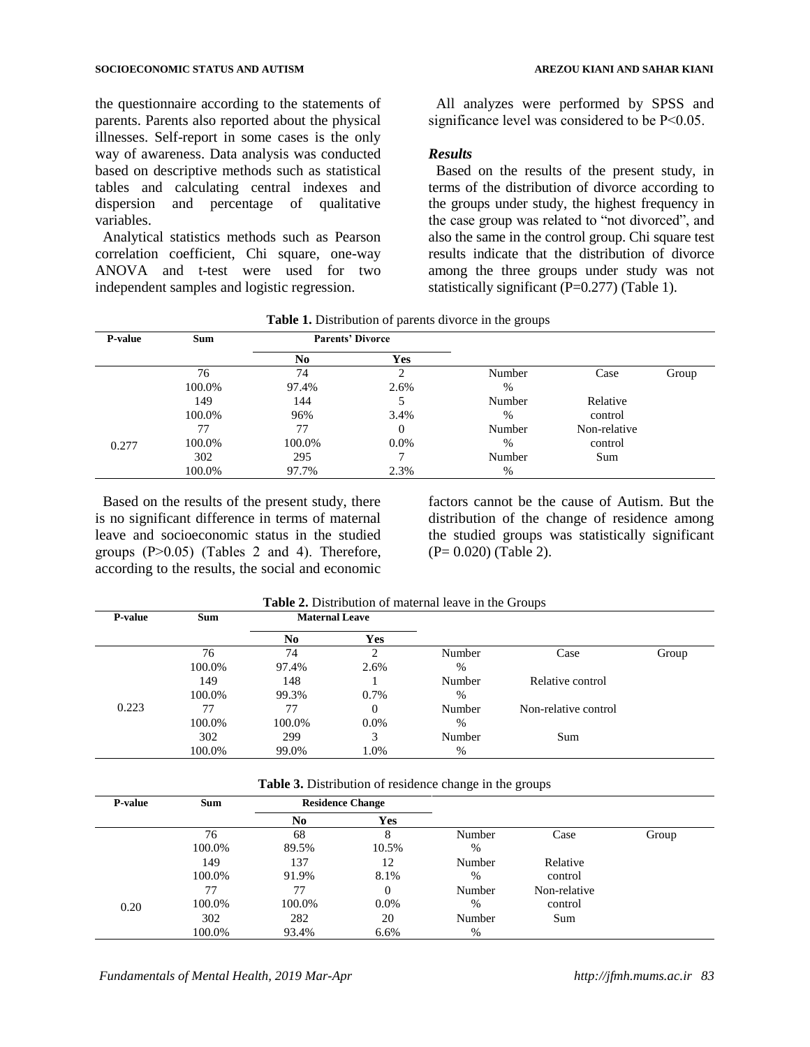the questionnaire according to the statements of parents. Parents also reported about the physical illnesses. Self-report in some cases is the only way of awareness. Data analysis was conducted based on descriptive methods such as statistical tables and calculating central indexes and dispersion and percentage of qualitative variables.

Analytical statistics methods such as Pearson correlation coefficient, Chi square, one-way ANOVA and t-test were used for two independent samples and logistic regression.

All analyzes were performed by SPSS and significance level was considered to be P<0.05.

### *Results*

Based on the results of the present study, in terms of the distribution of divorce according to the groups under study, the highest frequency in the case group was related to "not divorced", and also the same in the control group. Chi square test results indicate that the distribution of divorce among the three groups under study was not statistically significant (P=0.277) (Table 1).

**Table 1.** Distribution of parents divorce in the groups

| P-value | Sum | Parents' Divorce | | | | |
|---|---|---|---|---|---|---|
| | | No | Yes | | | |
| | 76 | 74 | 2 | Number | Case | Group |
| | 100.0% | 97.4% | 2.6% | % | | |
| | 149 | 144 | 5 | Number | Relative control | |
| | 100.0% | 96% | 3.4% | % | | |
| | 77 | 77 | 0 | Number | Non-relative control | |
| 0.277 | 100.0% | 100.0% | 0.0% | % | | |
| | 302 | 295 | 7 | Number | Sum | |
| | 100.0% | 97.7% | 2.3% | % | | |

Based on the results of the present study, there is no significant difference in terms of maternal leave and socioeconomic status in the studied groups (P>0.05) (Tables 2 and 4). Therefore, according to the results, the social and economic factors cannot be the cause of Autism. But the distribution of the change of residence among the studied groups was statistically significant (P= 0.020) (Table 2).

**Table 2.** Distribution of maternal leave in the Groups

| P-value | Sum | Maternal Leave | | | | |
|---|---|---|---|---|---|---|
| | | No | Yes | | | |
| | 76 | 74 | 2 | Number | Case | Group |
| | 100.0% | 97.4% | 2.6% | % | | |
| | 149 | 148 | 1 | Number | Relative control | |
| | 100.0% | 99.3% | 0.7% | % | | |
| 0.223 | 77 | 77 | 0 | Number | Non-relative control | |
| | 100.0% | 100.0% | 0.0% | % | | |
| | 302 | 299 | 3 | Number | Sum | |
| | 100.0% | 99.0% | 1.0% | % | | |

**Table 3.** Distribution of residence change in the groups

| P-value | Sum | Residence Change | | | | |
|---|---|---|---|---|---|---|
| | | No | Yes | | | |
| | 76 | 68 | 8 | Number | Case | Group |
| | 100.0% | 89.5% | 10.5% | % | | |
| | 149 | 137 | 12 | Number | Relative control | |
| | 100.0% | 91.9% | 8.1% | % | | |
| | 77 | 77 | 0 | Number | Non-relative control | |
| 0.20 | 100.0% | 100.0% | 0.0% | % | | |
| | 302 | 282 | 20 | Number | Sum | |
| | 100.0% | 93.4% | 6.6% | % | | |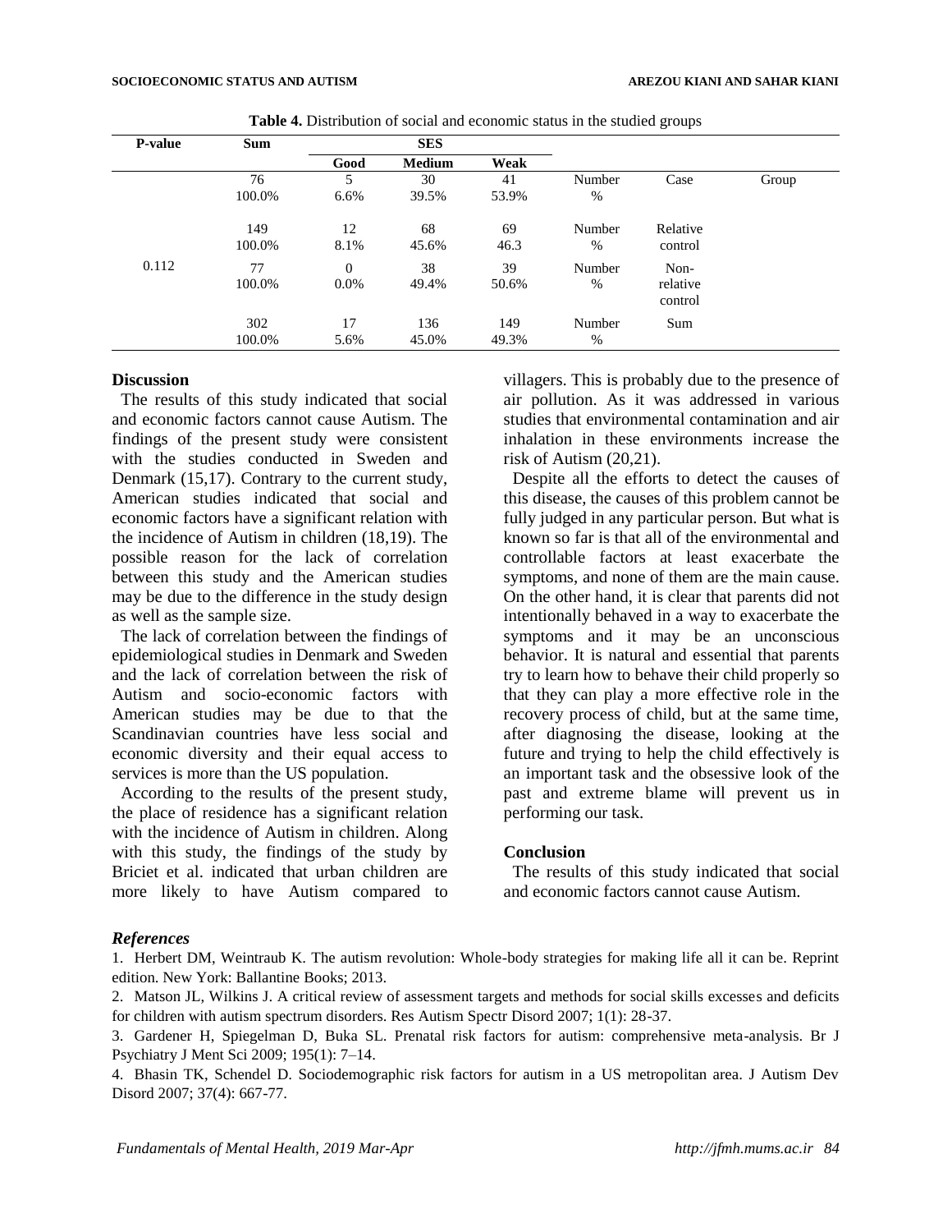**Table 4.** Distribution of social and economic status in the studied groups

| P-value | Sum | SES | | | | | |
|---|---|---|---|---|---|---|---|
| | | Good | Medium | Weak | | | |
| | 76 | 5 | 30 | 41 | Number | Case | Group |
| | 100.0% | 6.6% | 39.5% | 53.9% | % | | |
| | 149 | 12 | 68 | 69 | Number | Relative | |
| | 100.0% | 8.1% | 45.6% | 46.3 | % | control | |
| 0.112 | 77 | 0 | 38 | 39 | Number | Non-relative control | |
| | 100.0% | 0.0% | 49.4% | 50.6% | % | | |
| | 302 | 17 | 136 | 149 | Number | Sum | |
| | 100.0% | 5.6% | 45.0% | 49.3% | % | | |

## Discussion

The results of this study indicated that social and economic factors cannot cause Autism. The findings of the present study were consistent with the studies conducted in Sweden and Denmark (15,17). Contrary to the current study, American studies indicated that social and economic factors have a significant relation with the incidence of Autism in children (18,19). The possible reason for the lack of correlation between this study and the American studies may be due to the difference in the study design as well as the sample size.

The lack of correlation between the findings of epidemiological studies in Denmark and Sweden and the lack of correlation between the risk of Autism and socio-economic factors with American studies may be due to that the Scandinavian countries have less social and economic diversity and their equal access to services is more than the US population.

According to the results of the present study, the place of residence has a significant relation with the incidence of Autism in children. Along with this study, the findings of the study by Briciet et al. indicated that urban children are more likely to have Autism compared to villagers. This is probably due to the presence of air pollution. As it was addressed in various studies that environmental contamination and air inhalation in these environments increase the risk of Autism (20,21).

Despite all the efforts to detect the causes of this disease, the causes of this problem cannot be fully judged in any particular person. But what is known so far is that all of the environmental and controllable factors at least exacerbate the symptoms, and none of them are the main cause. On the other hand, it is clear that parents did not intentionally behaved in a way to exacerbate the symptoms and it may be an unconscious behavior. It is natural and essential that parents try to learn how to behave their child properly so that they can play a more effective role in the recovery process of child, but at the same time, after diagnosing the disease, looking at the future and trying to help the child effectively is an important task and the obsessive look of the past and extreme blame will prevent us in performing our task.

## Conclusion

The results of this study indicated that social and economic factors cannot cause Autism.

## *References*

1. Herbert DM, Weintraub K. The autism revolution: Whole-body strategies for making life all it can be. Reprint edition. New York: Ballantine Books; 2013.
2. Matson JL, Wilkins J. A critical review of assessment targets and methods for social skills excesses and deficits for children with autism spectrum disorders. Res Autism Spectr Disord 2007; 1(1): 28-37.
3. Gardener H, Spiegelman D, Buka SL. Prenatal risk factors for autism: comprehensive meta-analysis. Br J Psychiatry J Ment Sci 2009; 195(1): 7–14.
4. Bhasin TK, Schendel D. Sociodemographic risk factors for autism in a US metropolitan area. J Autism Dev Disord 2007; 37(4): 667-77.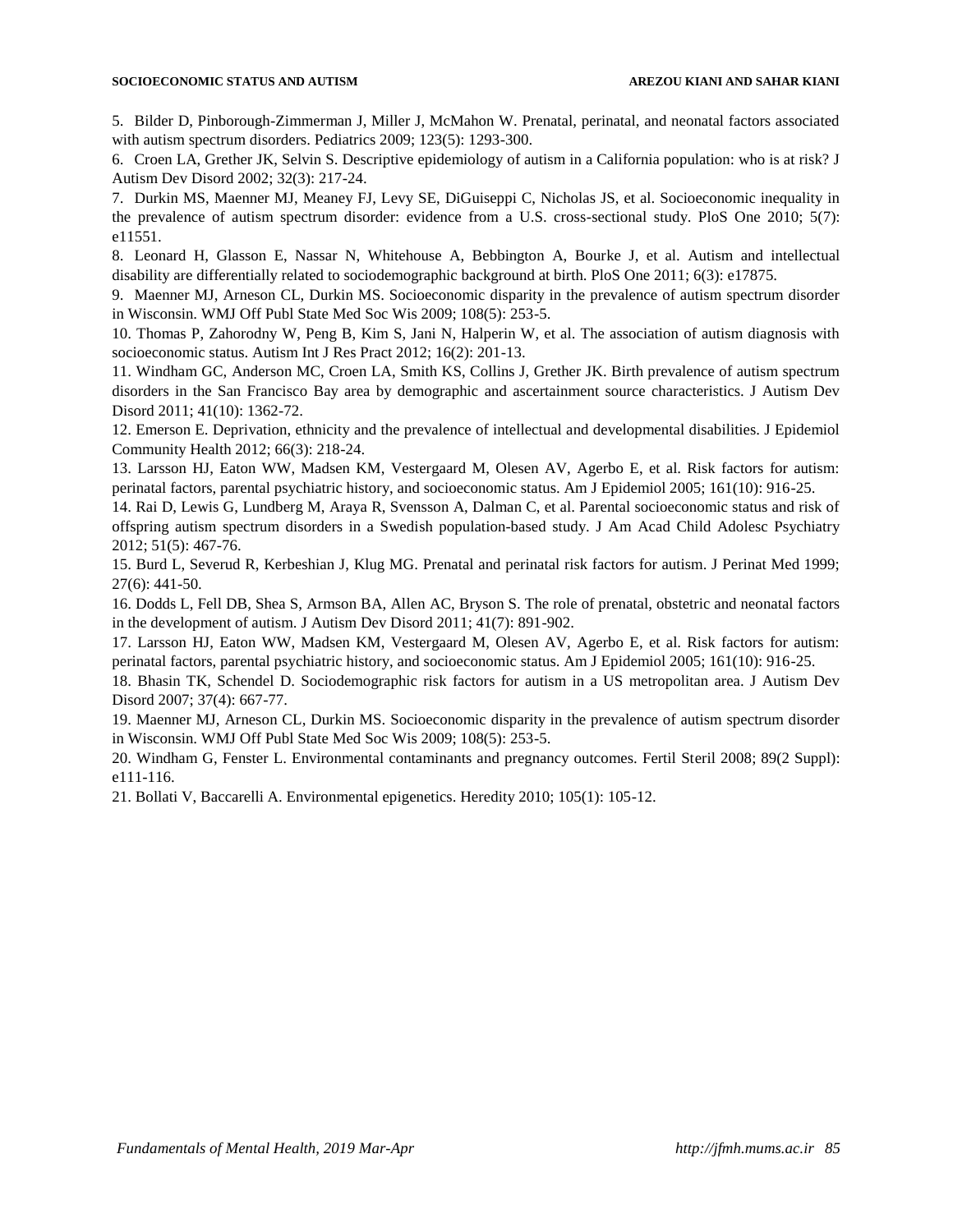5. Bilder D, Pinborough-Zimmerman J, Miller J, McMahon W. Prenatal, perinatal, and neonatal factors associated with autism spectrum disorders. Pediatrics 2009; 123(5): 1293-300.

6. Croen LA, Grether JK, Selvin S. Descriptive epidemiology of autism in a California population: who is at risk? J Autism Dev Disord 2002; 32(3): 217-24.

7. Durkin MS, Maenner MJ, Meaney FJ, Levy SE, DiGuiseppi C, Nicholas JS, et al. Socioeconomic inequality in the prevalence of autism spectrum disorder: evidence from a U.S. cross-sectional study. PloS One 2010; 5(7): e11551.

8. Leonard H, Glasson E, Nassar N, Whitehouse A, Bebbington A, Bourke J, et al. Autism and intellectual disability are differentially related to sociodemographic background at birth. PloS One 2011; 6(3): e17875.

9. Maenner MJ, Arneson CL, Durkin MS. Socioeconomic disparity in the prevalence of autism spectrum disorder in Wisconsin. WMJ Off Publ State Med Soc Wis 2009; 108(5): 253-5.

10. Thomas P, Zahorodny W, Peng B, Kim S, Jani N, Halperin W, et al. The association of autism diagnosis with socioeconomic status. Autism Int J Res Pract 2012; 16(2): 201-13.

11. Windham GC, Anderson MC, Croen LA, Smith KS, Collins J, Grether JK. Birth prevalence of autism spectrum disorders in the San Francisco Bay area by demographic and ascertainment source characteristics. J Autism Dev Disord 2011; 41(10): 1362-72.

12. Emerson E. Deprivation, ethnicity and the prevalence of intellectual and developmental disabilities. J Epidemiol Community Health 2012; 66(3): 218-24.

13. Larsson HJ, Eaton WW, Madsen KM, Vestergaard M, Olesen AV, Agerbo E, et al. Risk factors for autism: perinatal factors, parental psychiatric history, and socioeconomic status. Am J Epidemiol 2005; 161(10): 916-25.

14. Rai D, Lewis G, Lundberg M, Araya R, Svensson A, Dalman C, et al. Parental socioeconomic status and risk of offspring autism spectrum disorders in a Swedish population-based study. J Am Acad Child Adolesc Psychiatry 2012; 51(5): 467-76.

15. Burd L, Severud R, Kerbeshian J, Klug MG. Prenatal and perinatal risk factors for autism. J Perinat Med 1999; 27(6): 441-50.

16. Dodds L, Fell DB, Shea S, Armson BA, Allen AC, Bryson S. The role of prenatal, obstetric and neonatal factors in the development of autism. J Autism Dev Disord 2011; 41(7): 891-902.

17. Larsson HJ, Eaton WW, Madsen KM, Vestergaard M, Olesen AV, Agerbo E, et al. Risk factors for autism: perinatal factors, parental psychiatric history, and socioeconomic status. Am J Epidemiol 2005; 161(10): 916-25.

18. Bhasin TK, Schendel D. Sociodemographic risk factors for autism in a US metropolitan area. J Autism Dev Disord 2007; 37(4): 667-77.

19. Maenner MJ, Arneson CL, Durkin MS. Socioeconomic disparity in the prevalence of autism spectrum disorder in Wisconsin. WMJ Off Publ State Med Soc Wis 2009; 108(5): 253-5.

20. Windham G, Fenster L. Environmental contaminants and pregnancy outcomes. Fertil Steril 2008; 89(2 Suppl): e111-116.

21. Bollati V, Baccarelli A. Environmental epigenetics. Heredity 2010; 105(1): 105-12.